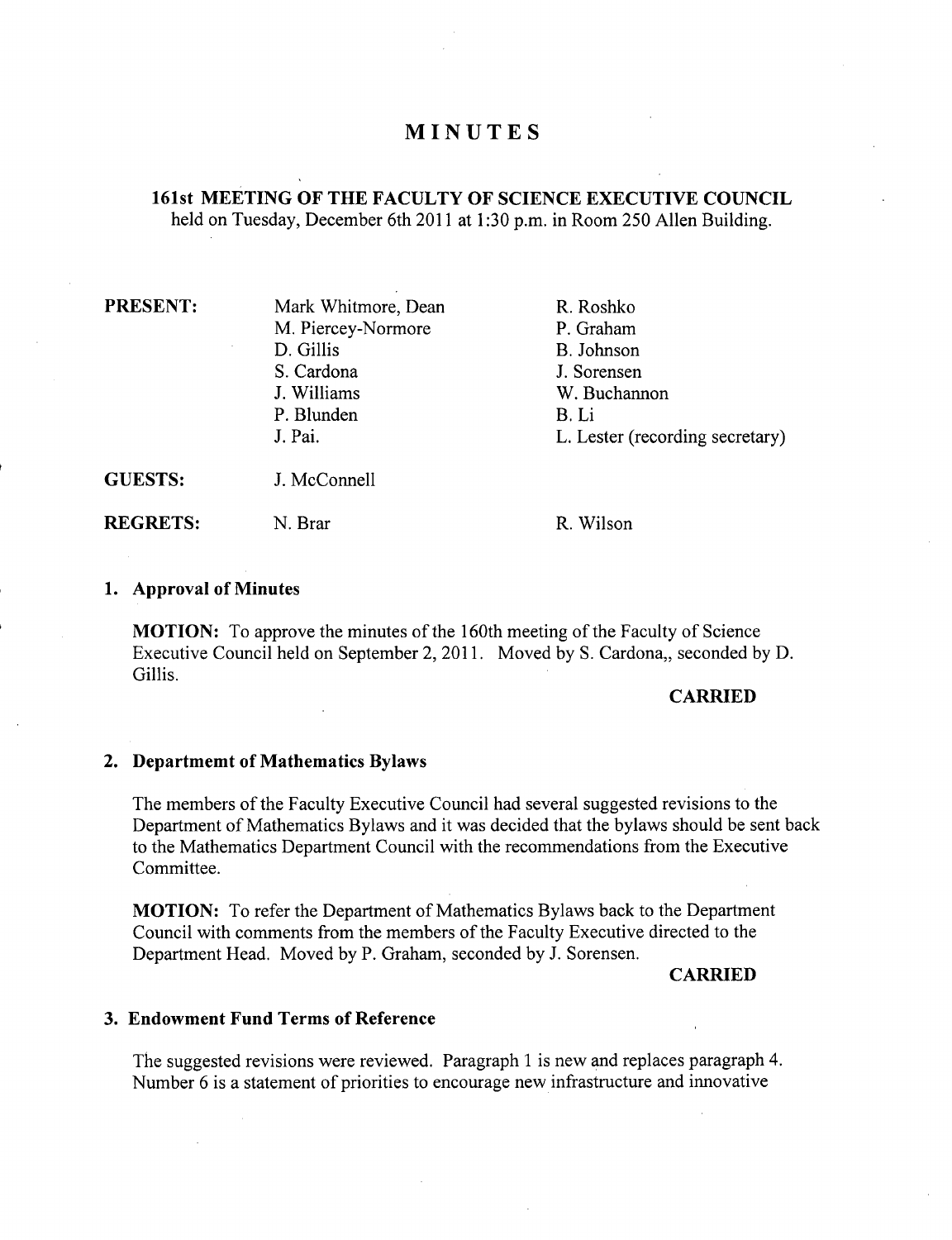# MINUTES

## 161st MEETING OF THE FACULTY OF SCIENCE EXECUTIVE COUNCIL

held on Tuesday, December 6th 2011 at 1:30 p.m. in Room 250 Allen Building.

| | | |
|---|---|---|
| **PRESENT:** | Mark Whitmore, Dean | R. Roshko |
| | M. Piercey-Normore | P. Graham |
| | D. Gillis | B. Johnson |
| | S. Cardona | J. Sorensen |
| | J. Williams | W. Buchannon |
| | P. Blunden | B. Li |
| | J. Pai. | L. Lester (recording secretary) |
| **GUESTS:** | J. McConnell | |
| **REGRETS:** | N. Brar | R. Wilson |

### 1. Approval of Minutes

**MOTION:** To approve the minutes of the 160th meeting of the Faculty of Science Executive Council held on September 2, 2011. Moved by S. Cardona,, seconded by D. Gillis.

**CARRIED**

### 2. Departmemt of Mathematics Bylaws

The members of the Faculty Executive Council had several suggested revisions to the Department of Mathematics Bylaws and it was decided that the bylaws should be sent back to the Mathematics Department Council with the recommendations from the Executive Committee.

**MOTION:** To refer the Department of Mathematics Bylaws back to the Department Council with comments from the members of the Faculty Executive directed to the Department Head. Moved by P. Graham, seconded by J. Sorensen.

**CARRIED**

### 3. Endowment Fund Terms of Reference

The suggested revisions were reviewed. Paragraph 1 is new and replaces paragraph 4. Number 6 is a statement of priorities to encourage new infrastructure and innovative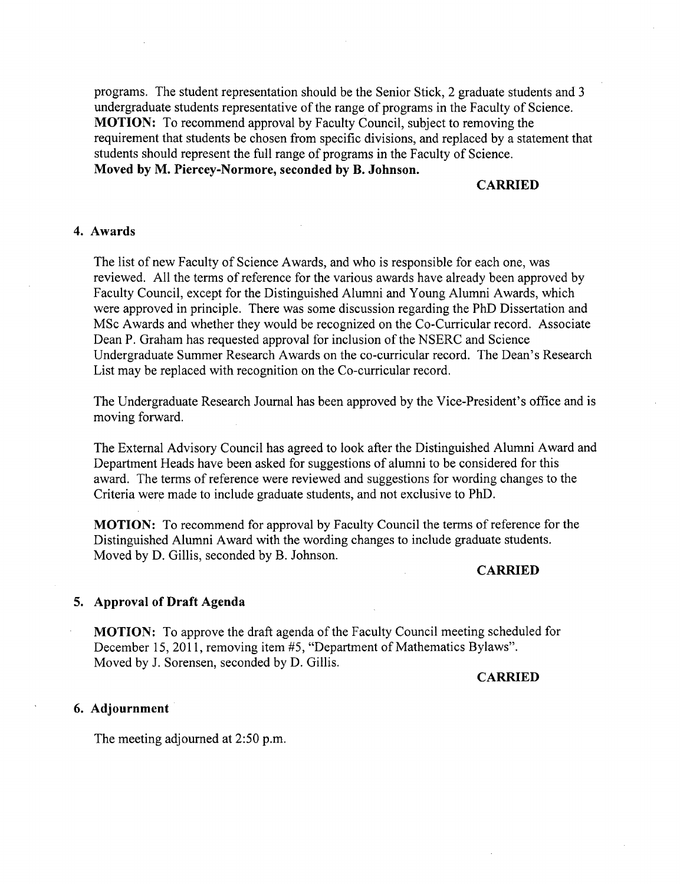programs. The student representation should be the Senior Stick, 2 graduate students and 3 undergraduate students representative of the range of programs in the Faculty of Science.
**MOTION:** To recommend approval by Faculty Council, subject to removing the requirement that students be chosen from specific divisions, and replaced by a statement that students should represent the full range of programs in the Faculty of Science.
**Moved by M. Piercey-Normore, seconded by B. Johnson.**

**CARRIED**

## 4. Awards

The list of new Faculty of Science Awards, and who is responsible for each one, was reviewed. All the terms of reference for the various awards have already been approved by Faculty Council, except for the Distinguished Alumni and Young Alumni Awards, which were approved in principle. There was some discussion regarding the PhD Dissertation and MSc Awards and whether they would be recognized on the Co-Curricular record. Associate Dean P. Graham has requested approval for inclusion of the NSERC and Science Undergraduate Summer Research Awards on the co-curricular record. The Dean's Research List may be replaced with recognition on the Co-curricular record.

The Undergraduate Research Journal has been approved by the Vice-President's office and is moving forward.

The External Advisory Council has agreed to look after the Distinguished Alumni Award and Department Heads have been asked for suggestions of alumni to be considered for this award. The terms of reference were reviewed and suggestions for wording changes to the Criteria were made to include graduate students, and not exclusive to PhD.

**MOTION:** To recommend for approval by Faculty Council the terms of reference for the Distinguished Alumni Award with the wording changes to include graduate students.
Moved by D. Gillis, seconded by B. Johnson.

**CARRIED**

## 5. Approval of Draft Agenda

**MOTION:** To approve the draft agenda of the Faculty Council meeting scheduled for December 15, 2011, removing item #5, "Department of Mathematics Bylaws".
Moved by J. Sorensen, seconded by D. Gillis.

**CARRIED**

## 6. Adjournment

The meeting adjourned at 2:50 p.m.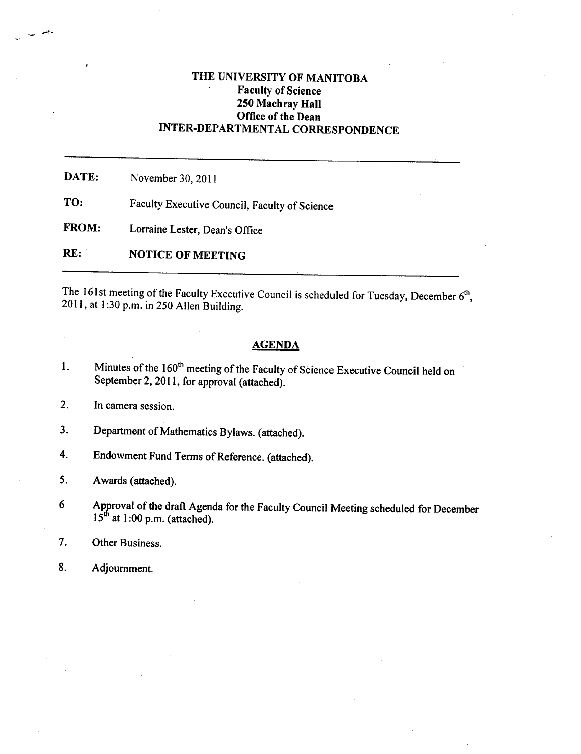**THE UNIVERSITY OF MANITOBA**
**Faculty of Science**
**250 Machray Hall**
**Office of the Dean**
**INTER-DEPARTMENTAL CORRESPONDENCE**

---

**DATE:** November 30, 2011

**TO:** Faculty Executive Council, Faculty of Science

**FROM:** Lorraine Lester, Dean's Office

**RE:** **NOTICE OF MEETING**

---

The 161st meeting of the Faculty Executive Council is scheduled for Tuesday, December 6th, 2011, at 1:30 p.m. in 250 Allen Building.

## AGENDA

1. Minutes of the 160th meeting of the Faculty of Science Executive Council held on September 2, 2011, for approval (attached).

2. In camera session.

3. Department of Mathematics Bylaws. (attached).

4. Endowment Fund Terms of Reference. (attached).

5. Awards (attached).

6. Approval of the draft Agenda for the Faculty Council Meeting scheduled for December 15th at 1:00 p.m. (attached).

7. Other Business.

8. Adjournment.